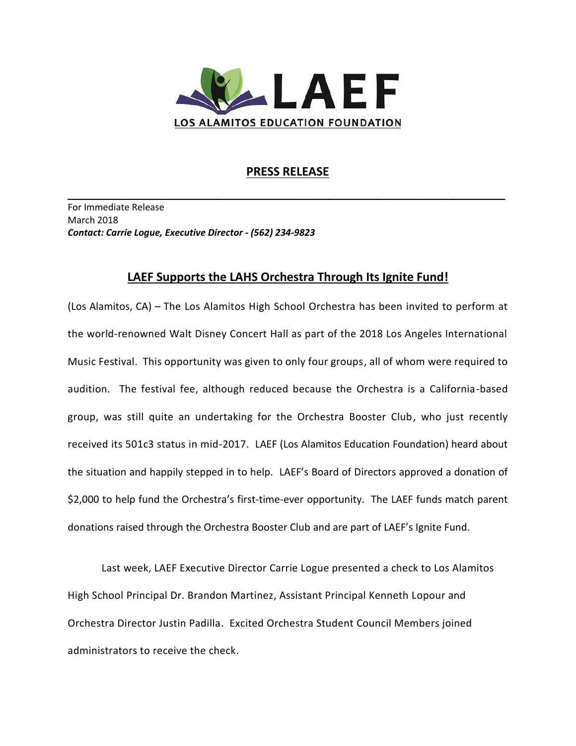# LAEF

LOS ALAMITOS EDUCATION FOUNDATION

## PRESS RELEASE

---

For Immediate Release
March 2018
***Contact: Carrie Logue, Executive Director - (562) 234-9823***

## LAEF Supports the LAHS Orchestra Through Its Ignite Fund!

(Los Alamitos, CA) – The Los Alamitos High School Orchestra has been invited to perform at the world-renowned Walt Disney Concert Hall as part of the 2018 Los Angeles International Music Festival. This opportunity was given to only four groups, all of whom were required to audition. The festival fee, although reduced because the Orchestra is a California-based group, was still quite an undertaking for the Orchestra Booster Club, who just recently received its 501c3 status in mid-2017. LAEF (Los Alamitos Education Foundation) heard about the situation and happily stepped in to help. LAEF's Board of Directors approved a donation of $2,000 to help fund the Orchestra's first-time-ever opportunity. The LAEF funds match parent donations raised through the Orchestra Booster Club and are part of LAEF's Ignite Fund.

Last week, LAEF Executive Director Carrie Logue presented a check to Los Alamitos High School Principal Dr. Brandon Martinez, Assistant Principal Kenneth Lopour and Orchestra Director Justin Padilla. Excited Orchestra Student Council Members joined administrators to receive the check.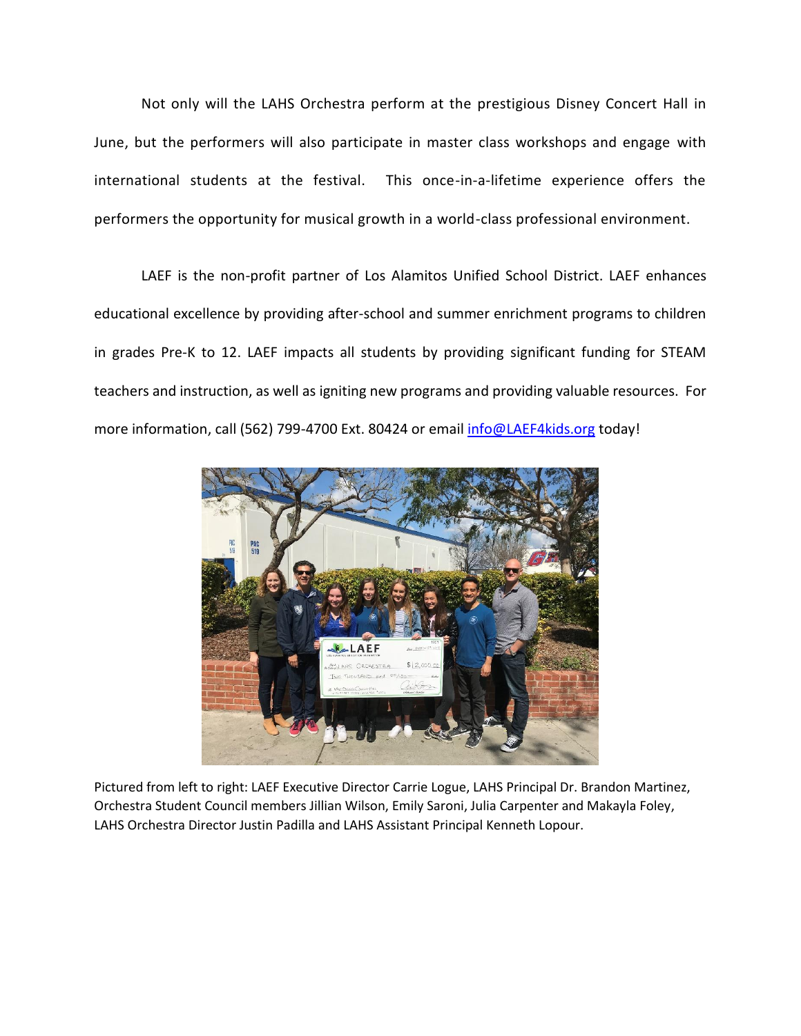Not only will the LAHS Orchestra perform at the prestigious Disney Concert Hall in June, but the performers will also participate in master class workshops and engage with international students at the festival. This once-in-a-lifetime experience offers the performers the opportunity for musical growth in a world-class professional environment.

LAEF is the non-profit partner of Los Alamitos Unified School District. LAEF enhances educational excellence by providing after-school and summer enrichment programs to children in grades Pre-K to 12. LAEF impacts all students by providing significant funding for STEAM teachers and instruction, as well as igniting new programs and providing valuable resources. For more information, call (562) 799-4700 Ext. 80424 or email info@LAEF4kids.org today!

Pictured from left to right: LAEF Executive Director Carrie Logue, LAHS Principal Dr. Brandon Martinez, Orchestra Student Council members Jillian Wilson, Emily Saroni, Julia Carpenter and Makayla Foley, LAHS Orchestra Director Justin Padilla and LAHS Assistant Principal Kenneth Lopour.